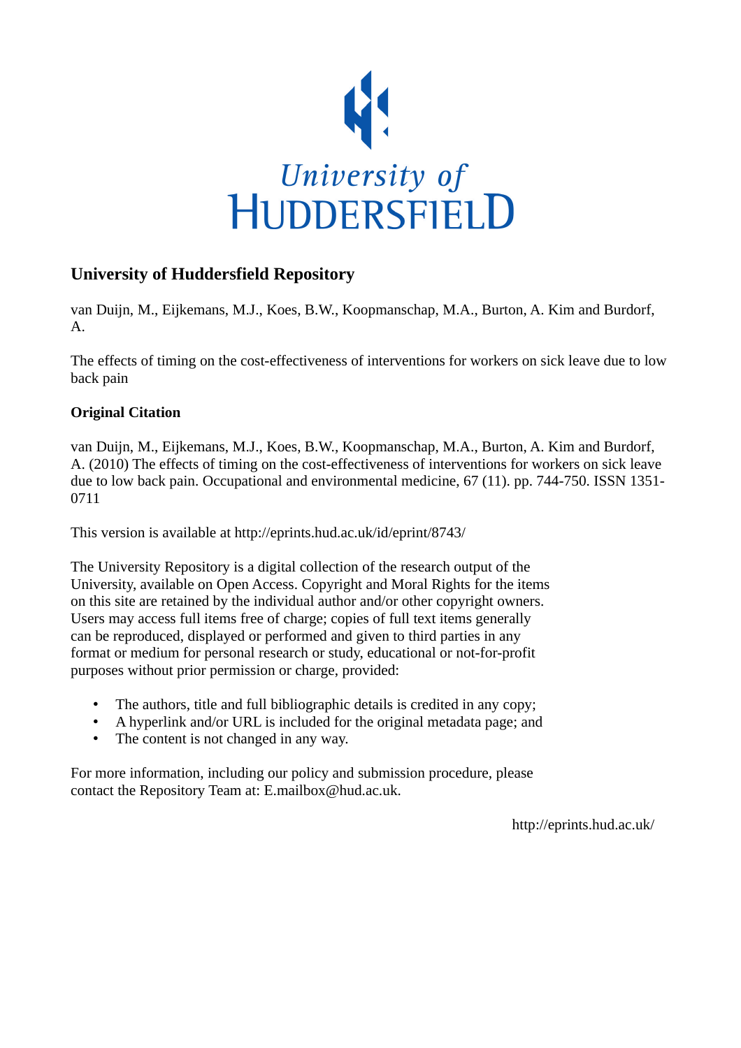University of HUDDERSFIELD

## University of Huddersfield Repository

van Duijn, M., Eijkemans, M.J., Koes, B.W., Koopmanschap, M.A., Burton, A. Kim and Burdorf, A.

The effects of timing on the cost-effectiveness of interventions for workers on sick leave due to low back pain

### Original Citation

van Duijn, M., Eijkemans, M.J., Koes, B.W., Koopmanschap, M.A., Burton, A. Kim and Burdorf, A. (2010) The effects of timing on the cost-effectiveness of interventions for workers on sick leave due to low back pain. Occupational and environmental medicine, 67 (11). pp. 744-750. ISSN 1351-0711

This version is available at http://eprints.hud.ac.uk/id/eprint/8743/

The University Repository is a digital collection of the research output of the University, available on Open Access. Copyright and Moral Rights for the items on this site are retained by the individual author and/or other copyright owners. Users may access full items free of charge; copies of full text items generally can be reproduced, displayed or performed and given to third parties in any format or medium for personal research or study, educational or not-for-profit purposes without prior permission or charge, provided:

- The authors, title and full bibliographic details is credited in any copy;
- A hyperlink and/or URL is included for the original metadata page; and
- The content is not changed in any way.

For more information, including our policy and submission procedure, please contact the Repository Team at: E.mailbox@hud.ac.uk.

http://eprints.hud.ac.uk/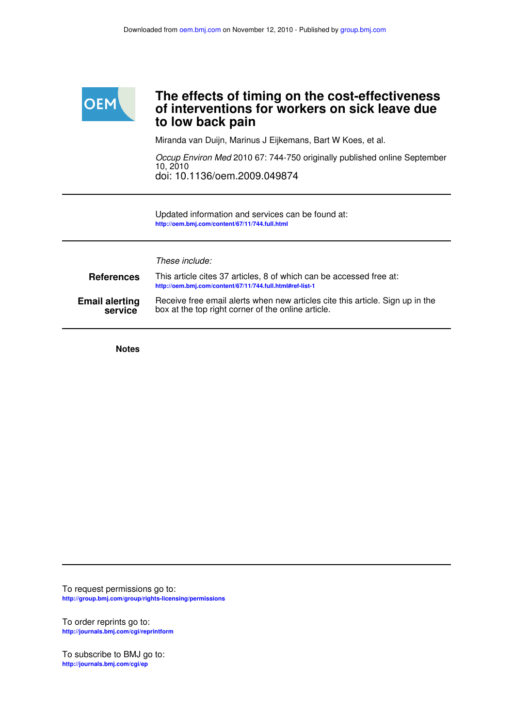Downloaded from oem.bmj.com on November 12, 2010 - Published by group.bmj.com

# The effects of timing on the cost-effectiveness of interventions for workers on sick leave due to low back pain

Miranda van Duijn, Marinus J Eijkemans, Bart W Koes, et al.

*Occup Environ Med* 2010 67: 744-750 originally published online September 10, 2010

doi: 10.1136/oem.2009.049874

---

Updated information and services can be found at:
http://oem.bmj.com/content/67/11/744.full.html

---

*These include:*

**References** This article cites 37 articles, 8 of which can be accessed free at:
http://oem.bmj.com/content/67/11/744.full.html#ref-list-1

**Email alerting service** Receive free email alerts when new articles cite this article. Sign up in the box at the top right corner of the online article.

---

**Notes**

---

To request permissions go to:
http://group.bmj.com/group/rights-licensing/permissions

To order reprints go to:
http://journals.bmj.com/cgi/reprintform

To subscribe to BMJ go to:
http://journals.bmj.com/cgi/ep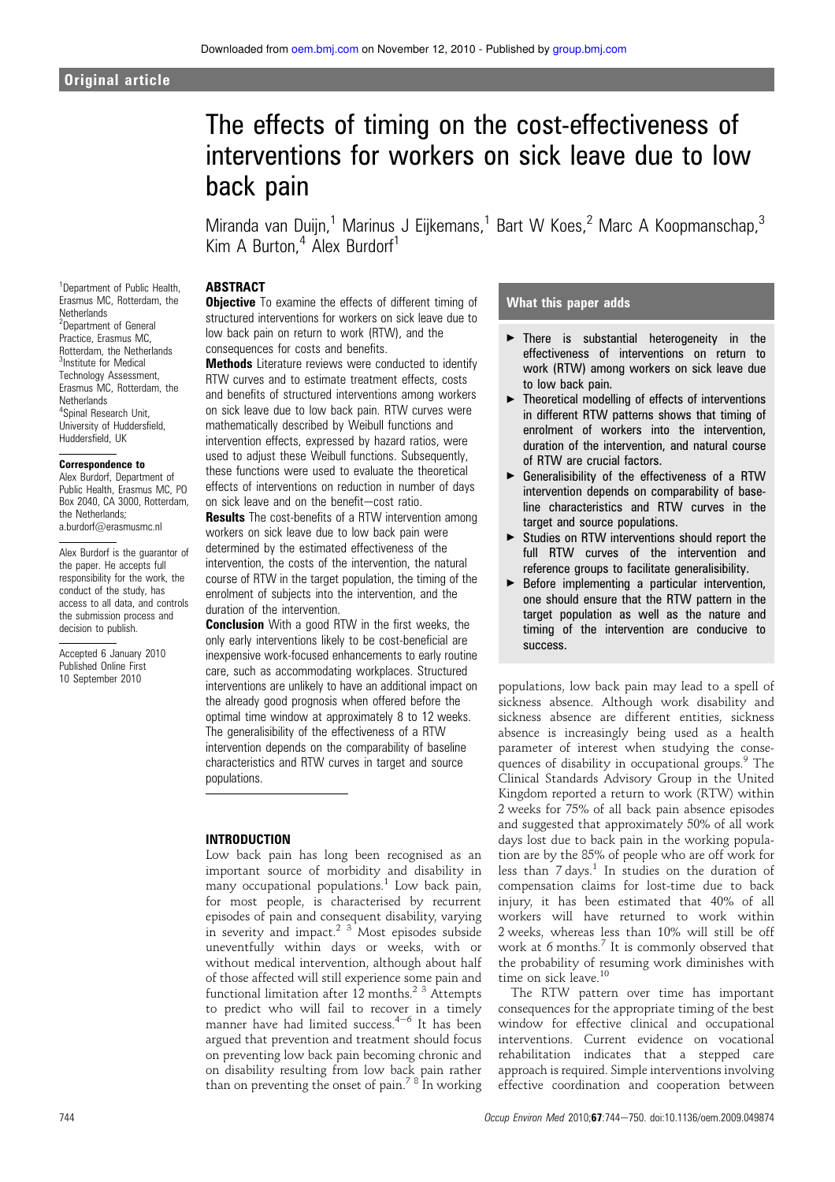Original article

# The effects of timing on the cost-effectiveness of interventions for workers on sick leave due to low back pain

Miranda van Duijn,[1] Marinus J Eijkemans,[1] Bart W Koes,[2] Marc A Koopmanschap,[3] Kim A Burton,[4] Alex Burdorf[1]

[1]Department of Public Health, Erasmus MC, Rotterdam, the Netherlands
[2]Department of General Practice, Erasmus MC, Rotterdam, the Netherlands
[3]Institute for Medical Technology Assessment, Erasmus MC, Rotterdam, the Netherlands
[4]Spinal Research Unit, University of Huddersfield, Huddersfield, UK

**Correspondence to**
Alex Burdorf, Department of Public Health, Erasmus MC, PO Box 2040, CA 3000, Rotterdam, the Netherlands; a.burdorf@erasmusmc.nl

Alex Burdorf is the guarantor of the paper. He accepts full responsibility for the work, the conduct of the study, has access to all data, and controls the submission process and decision to publish.

Accepted 6 January 2010
Published Online First 10 September 2010

## ABSTRACT

**Objective** To examine the effects of different timing of structured interventions for workers on sick leave due to low back pain on return to work (RTW), and the consequences for costs and benefits.

**Methods** Literature reviews were conducted to identify RTW curves and to estimate treatment effects, costs and benefits of structured interventions among workers on sick leave due to low back pain. RTW curves were mathematically described by Weibull functions and intervention effects, expressed by hazard ratios, were used to adjust these Weibull functions. Subsequently, these functions were used to evaluate the theoretical effects of interventions on reduction in number of days on sick leave and on the benefit–cost ratio.

**Results** The cost-benefits of a RTW intervention among workers on sick leave due to low back pain were determined by the estimated effectiveness of the intervention, the costs of the intervention, the natural course of RTW in the target population, the timing of the enrolment of subjects into the intervention, and the duration of the intervention.

**Conclusion** With a good RTW in the first weeks, the only early interventions likely to be cost-beneficial are inexpensive work-focused enhancements to early routine care, such as accommodating workplaces. Structured interventions are unlikely to have an additional impact on the already good prognosis when offered before the optimal time window at approximately 8 to 12 weeks. The generalisability of the effectiveness of a RTW intervention depends on the comparability of baseline characteristics and RTW curves in target and source populations.

## What this paper adds

- There is substantial heterogeneity in the effectiveness of interventions on return to work (RTW) among workers on sick leave due to low back pain.
- Theoretical modelling of effects of interventions in different RTW patterns shows that timing of enrolment of workers into the intervention, duration of the intervention, and natural course of RTW are crucial factors.
- Generalisability of the effectiveness of a RTW intervention depends on comparability of baseline characteristics and RTW curves in the target and source populations.
- Studies on RTW interventions should report the full RTW curves of the intervention and reference groups to facilitate generalisability.
- Before implementing a particular intervention, one should ensure that the RTW pattern in the target population as well as the nature and timing of the intervention are conducive to success.

## INTRODUCTION

Low back pain has long been recognised as an important source of morbidity and disability in many occupational populations.[1] Low back pain, for most people, is characterised by recurrent episodes of pain and consequent disability, varying in severity and impact.[2 3] Most episodes subside uneventfully within days or weeks, with or without medical intervention, although about half of those affected will still experience some pain and functional limitation after 12 months.[2 3] Attempts to predict who will fail to recover in a timely manner have had limited success.[4–6] It has been argued that prevention and treatment should focus on preventing low back pain becoming chronic and on disability resulting from low back pain rather than on preventing the onset of pain.[7 8] In working populations, low back pain may lead to a spell of sickness absence. Although work disability and sickness absence are different entities, sickness absence is increasingly being used as a health parameter of interest when studying the consequences of disability in occupational groups.[9] The Clinical Standards Advisory Group in the United Kingdom reported a return to work (RTW) within 2 weeks for 75% of all back pain absence episodes and suggested that approximately 50% of all work days lost due to back pain in the working population are by the 85% of people who are off work for less than 7 days.[1] In studies on the duration of compensation claims for lost-time due to back injury, it has been estimated that 40% of all workers will have returned to work within 2 weeks, whereas less than 10% will still be off work at 6 months.[7] It is commonly observed that the probability of resuming work diminishes with time on sick leave.[10]

The RTW pattern over time has important consequences for the appropriate timing of the best window for effective clinical and occupational interventions. Current evidence on vocational rehabilitation indicates that a stepped care approach is required. Simple interventions involving effective coordination and cooperation between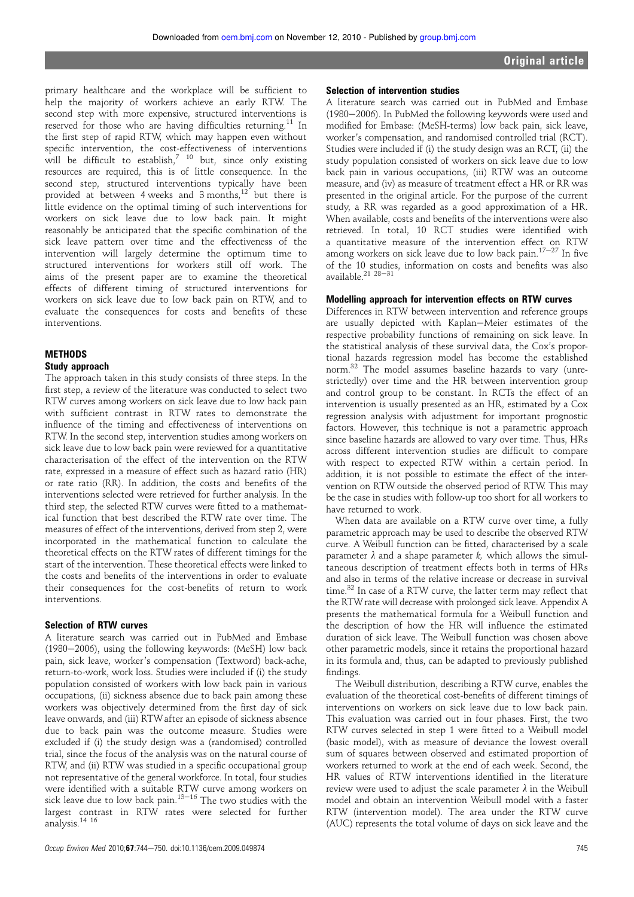primary healthcare and the workplace will be sufficient to help the majority of workers achieve an early RTW. The second step with more expensive, structured interventions is reserved for those who are having difficulties returning.[11] In the first step of rapid RTW, which may happen even without specific intervention, the cost-effectiveness of interventions will be difficult to establish,[7 10] but, since only existing resources are required, this is of little consequence. In the second step, structured interventions typically have been provided at between 4 weeks and 3 months,[12] but there is little evidence on the optimal timing of such interventions for workers on sick leave due to low back pain. It might reasonably be anticipated that the specific combination of the sick leave pattern over time and the effectiveness of the intervention will largely determine the optimum time to structured interventions for workers still off work. The aims of the present paper are to examine the theoretical effects of different timing of structured interventions for workers on sick leave due to low back pain on RTW, and to evaluate the consequences for costs and benefits of these interventions.

## METHODS

### Study approach

The approach taken in this study consists of three steps. In the first step, a review of the literature was conducted to select two RTW curves among workers on sick leave due to low back pain with sufficient contrast in RTW rates to demonstrate the influence of the timing and effectiveness of interventions on RTW. In the second step, intervention studies among workers on sick leave due to low back pain were reviewed for a quantitative characterisation of the effect of the intervention on the RTW rate, expressed in a measure of effect such as hazard ratio (HR) or rate ratio (RR). In addition, the costs and benefits of the interventions selected were retrieved for further analysis. In the third step, the selected RTW curves were fitted to a mathematical function that best described the RTW rate over time. The measures of effect of the interventions, derived from step 2, were incorporated in the mathematical function to calculate the theoretical effects on the RTW rates of different timings for the start of the intervention. These theoretical effects were linked to the costs and benefits of the interventions in order to evaluate their consequences for the cost-benefits of return to work interventions.

### Selection of RTW curves

A literature search was carried out in PubMed and Embase (1980–2006), using the following keywords: (MeSH) low back pain, sick leave, worker's compensation (Textword) back-ache, return-to-work, work loss. Studies were included if (i) the study population consisted of workers with low back pain in various occupations, (ii) sickness absence due to back pain among these workers was objectively determined from the first day of sick leave onwards, and (iii) RTW after an episode of sickness absence due to back pain was the outcome measure. Studies were excluded if (i) the study design was a (randomised) controlled trial, since the focus of the analysis was on the natural course of RTW, and (ii) RTW was studied in a specific occupational group not representative of the general workforce. In total, four studies were identified with a suitable RTW curve among workers on sick leave due to low back pain.[13–16] The two studies with the largest contrast in RTW rates were selected for further analysis.[14 16]

### Selection of intervention studies

A literature search was carried out in PubMed and Embase (1980–2006). In PubMed the following keywords were used and modified for Embase: (MeSH-terms) low back pain, sick leave, worker's compensation, and randomised controlled trial (RCT). Studies were included if (i) the study design was an RCT, (ii) the study population consisted of workers on sick leave due to low back pain in various occupations, (iii) RTW was an outcome measure, and (iv) as measure of treatment effect a HR or RR was presented in the original article. For the purpose of the current study, a RR was regarded as a good approximation of a HR. When available, costs and benefits of the interventions were also retrieved. In total, 10 RCT studies were identified with a quantitative measure of the intervention effect on RTW among workers on sick leave due to low back pain.[17–27] In five of the 10 studies, information on costs and benefits was also available.[21 28–31]

### Modelling approach for intervention effects on RTW curves

Differences in RTW between intervention and reference groups are usually depicted with Kaplan–Meier estimates of the respective probability functions of remaining on sick leave. In the statistical analysis of these survival data, the Cox's proportional hazards regression model has become the established norm.[32] The model assumes baseline hazards to vary (unrestrictedly) over time and the HR between intervention group and control group to be constant. In RCTs the effect of an intervention is usually presented as an HR, estimated by a Cox regression analysis with adjustment for important prognostic factors. However, this technique is not a parametric approach since baseline hazards are allowed to vary over time. Thus, HRs across different intervention studies are difficult to compare with respect to expected RTW within a certain period. In addition, it is not possible to estimate the effect of the intervention on RTW outside the observed period of RTW. This may be the case in studies with follow-up too short for all workers to have returned to work.

When data are available on a RTW curve over time, a fully parametric approach may be used to describe the observed RTW curve. A Weibull function can be fitted, characterised by a scale parameter $\lambda$ and a shape parameter $k$, which allows the simultaneous description of treatment effects both in terms of HRs and also in terms of the relative increase or decrease in survival time.[32] In case of a RTW curve, the latter term may reflect that the RTW rate will decrease with prolonged sick leave. Appendix A presents the mathematical formula for a Weibull function and the description of how the HR will influence the estimated duration of sick leave. The Weibull function was chosen above other parametric models, since it retains the proportional hazard in its formula and, thus, can be adapted to previously published findings.

The Weibull distribution, describing a RTW curve, enables the evaluation of the theoretical cost-benefits of different timings of interventions on workers on sick leave due to low back pain. This evaluation was carried out in four phases. First, the two RTW curves selected in step 1 were fitted to a Weibull model (basic model), with as measure of deviance the lowest overall sum of squares between observed and estimated proportion of workers returned to work at the end of each week. Second, the HR values of RTW interventions identified in the literature review were used to adjust the scale parameter $\lambda$ in the Weibull model and obtain an intervention Weibull model with a faster RTW (intervention model). The area under the RTW curve (AUC) represents the total volume of days on sick leave and the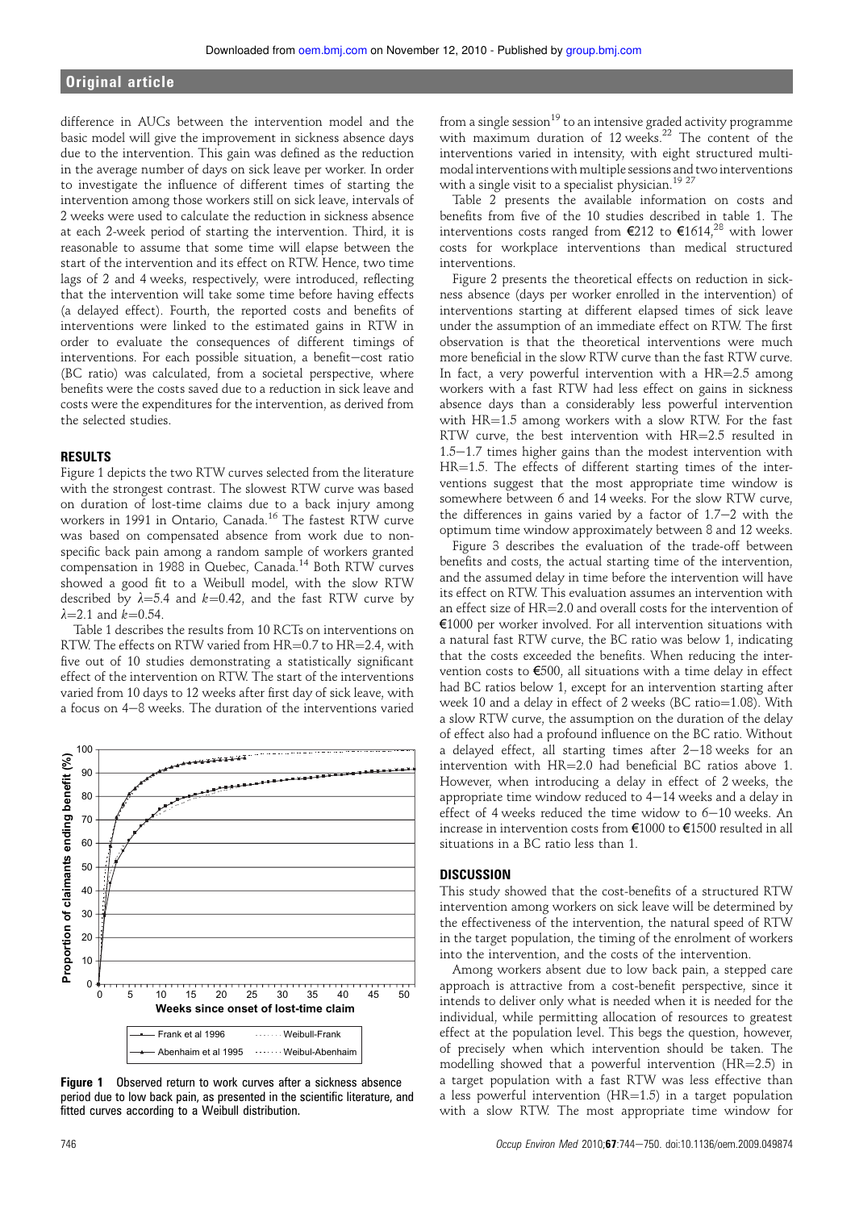difference in AUCs between the intervention model and the basic model will give the improvement in sickness absence days due to the intervention. This gain was defined as the reduction in the average number of days on sick leave per worker. In order to investigate the influence of different times of starting the intervention among those workers still on sick leave, intervals of 2 weeks were used to calculate the reduction in sickness absence at each 2-week period of starting the intervention. Third, it is reasonable to assume that some time will elapse between the start of the intervention and its effect on RTW. Hence, two time lags of 2 and 4 weeks, respectively, were introduced, reflecting that the intervention will take some time before having effects (a delayed effect). Fourth, the reported costs and benefits of interventions were linked to the estimated gains in RTW in order to evaluate the consequences of different timings of interventions. For each possible situation, a benefit−cost ratio (BC ratio) was calculated, from a societal perspective, where benefits were the costs saved due to a reduction in sick leave and costs were the expenditures for the intervention, as derived from the selected studies.

## RESULTS

Figure 1 depicts the two RTW curves selected from the literature with the strongest contrast. The slowest RTW curve was based on duration of lost-time claims due to a back injury among workers in 1991 in Ontario, Canada.[16] The fastest RTW curve was based on compensated absence from work due to non-specific back pain among a random sample of workers granted compensation in 1988 in Quebec, Canada.[14] Both RTW curves showed a good fit to a Weibull model, with the slow RTW described by $\lambda=5.4$ and $k=0.42$, and the fast RTW curve by $\lambda=2.1$ and $k=0.54$.

Table 1 describes the results from 10 RCTs on interventions on RTW. The effects on RTW varied from HR=0.7 to HR=2.4, with five out of 10 studies demonstrating a statistically significant effect of the intervention on RTW. The start of the interventions varied from 10 days to 12 weeks after first day of sick leave, with a focus on 4−8 weeks. The duration of the interventions varied from a single session[19] to an intensive graded activity programme with maximum duration of 12 weeks.[22] The content of the interventions varied in intensity, with eight structured multi-modal interventions with multiple sessions and two interventions with a single visit to a specialist physician.[19 27]

**Figure 1** Observed return to work curves after a sickness absence period due to low back pain, as presented in the scientific literature, and fitted curves according to a Weibull distribution.

Table 2 presents the available information on costs and benefits from five of the 10 studies described in table 1. The interventions costs ranged from €212 to €1614,[28] with lower costs for workplace interventions than medical structured interventions.

Figure 2 presents the theoretical effects on reduction in sickness absence (days per worker enrolled in the intervention) of interventions starting at different elapsed times of sick leave under the assumption of an immediate effect on RTW. The first observation is that the theoretical interventions were much more beneficial in the slow RTW curve than the fast RTW curve. In fact, a very powerful intervention with a HR=2.5 among workers with a fast RTW had less effect on gains in sickness absence days than a considerably less powerful intervention with HR=1.5 among workers with a slow RTW. For the fast RTW curve, the best intervention with HR=2.5 resulted in 1.5−1.7 times higher gains than the modest intervention with HR=1.5. The effects of different starting times of the interventions suggest that the most appropriate time window is somewhere between 6 and 14 weeks. For the slow RTW curve, the differences in gains varied by a factor of 1.7−2 with the optimum time window approximately between 8 and 12 weeks.

Figure 3 presents the evaluation of the trade-off between benefits and costs, the actual starting time of the intervention, and the assumed delay in time before the intervention will have its effect on RTW. This evaluation assumes an intervention with an effect size of HR=2.0 and overall costs for the intervention of €1000 per worker involved. For all intervention situations with a natural fast RTW curve, the BC ratio was below 1, indicating that the costs exceeded the benefits. When reducing the intervention costs to €500, all situations with a time delay in effect had BC ratios below 1, except for an intervention starting after week 10 and a delay in effect of 2 weeks (BC ratio=1.08). With a slow RTW curve, the assumption on the duration of the delay of effect also had a profound influence on the BC ratio. Without a delayed effect, all starting times after 2−18 weeks for an intervention with HR=2.0 had beneficial BC ratios above 1. However, when introducing a delay in effect of 2 weeks, the appropriate time window reduced to 4−14 weeks and a delay in effect of 4 weeks reduced the time widow to 6−10 weeks. An increase in intervention costs from €1000 to €1500 resulted in all situations in a BC ratio less than 1.

## DISCUSSION

This study showed that the cost-benefits of a structured RTW intervention among workers on sick leave will be determined by the effectiveness of the intervention, the natural speed of RTW in the target population, the timing of the enrolment of workers into the intervention, and the costs of the intervention.

Among workers absent due to low back pain, a stepped care approach is attractive from a cost-benefit perspective, since it intends to deliver only what is needed when it is needed for the individual, while permitting allocation of resources to greatest effect at the population level. This begs the question, however, of precisely when which intervention should be taken. The modelling showed that a powerful intervention (HR=2.5) in a target population with a fast RTW was less effective than a less powerful intervention (HR=1.5) in a target population with a slow RTW. The most appropriate time window for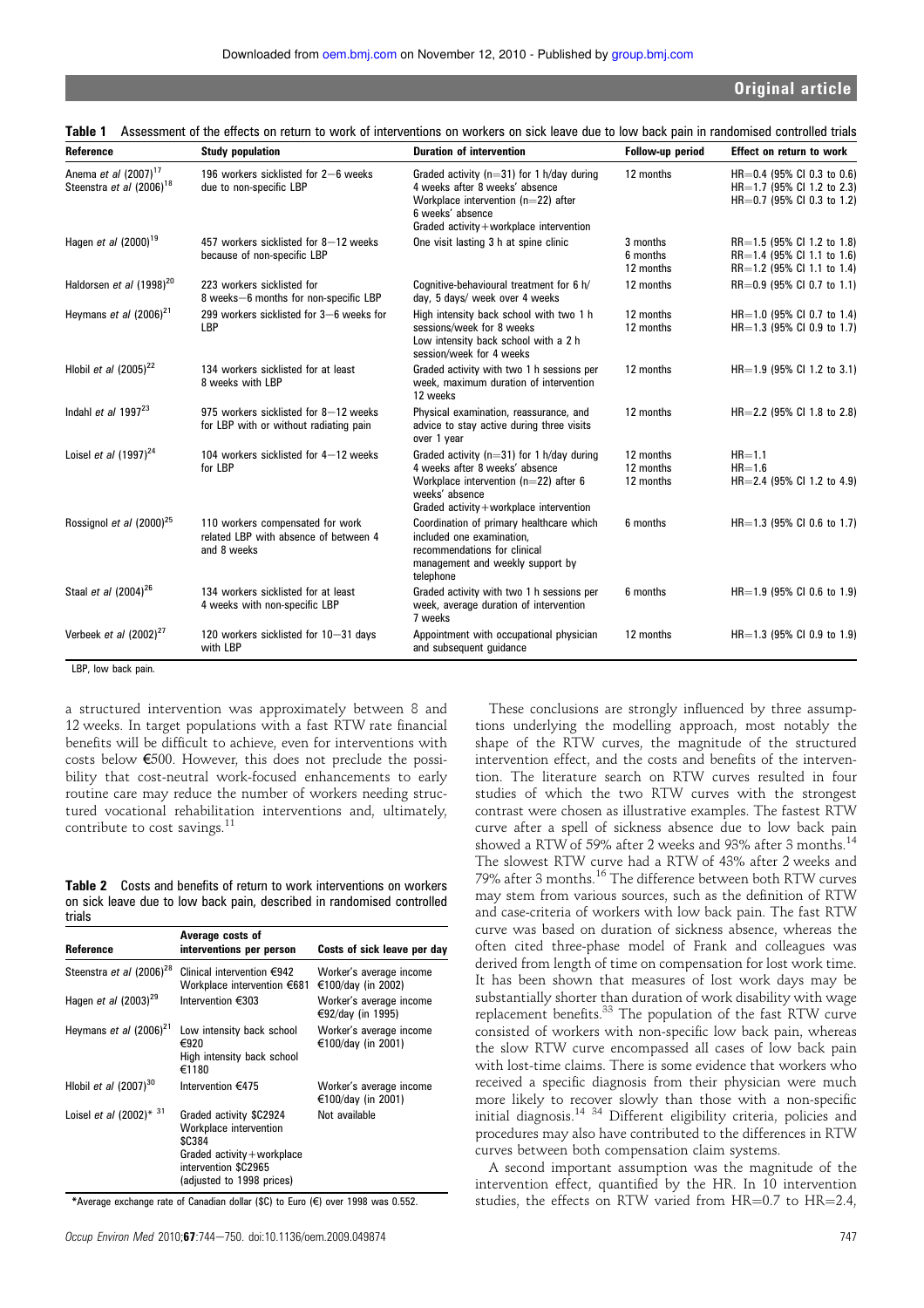**Table 1** Assessment of the effects on return to work of interventions on workers on sick leave due to low back pain in randomised controlled trials

| Reference | Study population | Duration of intervention | Follow-up period | Effect on return to work |
|---|---|---|---|---|
| Anema *et al* (2007)[17] Steenstra *et al* (2006)[18] | 196 workers sicklisted for 2–6 weeks due to non-specific LBP | Graded activity (n=31) for 1 h/day during 4 weeks after 8 weeks' absence<br>Workplace intervention (n=22) after 6 weeks' absence<br>Graded activity+workplace intervention | 12 months | HR=0.4 (95% CI 0.3 to 0.6)<br>HR=1.7 (95% CI 1.2 to 2.3)<br>HR=0.7 (95% CI 0.3 to 1.2) |
| Hagen *et al* (2000)[19] | 457 workers sicklisted for 8–12 weeks because of non-specific LBP | One visit lasting 3 h at spine clinic | 3 months<br>6 months<br>12 months | RR=1.5 (95% CI 1.2 to 1.8)<br>RR=1.4 (95% CI 1.1 to 1.6)<br>RR=1.2 (95% CI 1.1 to 1.4) |
| Haldorsen *et al* (1998)[20] | 223 workers sicklisted for 8 weeks–6 months for non-specific LBP | Cognitive-behavioural treatment for 6 h/day, 5 days/ week over 4 weeks | 12 months | RR=0.9 (95% CI 0.7 to 1.1) |
| Heymans *et al* (2006)[21] | 299 workers sicklisted for 3–6 weeks for LBP | High intensity back school with two 1 h sessions/week for 8 weeks<br>Low intensity back school with a 2 h session/week for 4 weeks | 12 months<br>12 months | HR=1.0 (95% CI 0.7 to 1.4)<br>HR=1.3 (95% CI 0.9 to 1.7) |
| Hlobil *et al* (2005)[22] | 134 workers sicklisted for at least 8 weeks with LBP | Graded activity with two 1 h sessions per week, maximum duration of intervention 12 weeks | 12 months | HR=1.9 (95% CI 1.2 to 3.1) |
| Indahl *et al* 1997[23] | 975 workers sicklisted for 8–12 weeks for LBP with or without radiating pain | Physical examination, reassurance, and advice to stay active during three visits over 1 year | 12 months | HR=2.2 (95% CI 1.8 to 2.8) |
| Loisel *et al* (1997)[24] | 104 workers sicklisted for 4–12 weeks for LBP | Graded activity (n=31) for 1 h/day during 4 weeks after 8 weeks' absence<br>Workplace intervention (n=22) after 6 weeks' absence<br>Graded activity+workplace intervention | 12 months<br>12 months<br>12 months | HR=1.1<br>HR=1.6<br>HR=2.4 (95% CI 1.2 to 4.9) |
| Rossignol *et al* (2000)[25] | 110 workers compensated for work related LBP with absence of between 4 and 8 weeks | Coordination of primary healthcare which included one examination, recommendations for clinical management and weekly support by telephone | 6 months | HR=1.3 (95% CI 0.6 to 1.7) |
| Staal *et al* (2004)[26] | 134 workers sicklisted for at least 4 weeks with non-specific LBP | Graded activity with two 1 h sessions per week, average duration of intervention 7 weeks | 6 months | HR=1.9 (95% CI 0.6 to 1.9) |
| Verbeek *et al* (2002)[27] | 120 workers sicklisted for 10–31 days with LBP | Appointment with occupational physician and subsequent guidance | 12 months | HR=1.3 (95% CI 0.9 to 1.9) |

LBP, low back pain.

a structured intervention was approximately between 8 and 12 weeks. In target populations with a fast RTW rate financial benefits will be difficult to achieve, even for interventions with costs below €500. However, this does not preclude the possibility that cost-neutral work-focused enhancements to early routine care may reduce the number of workers needing structured vocational rehabilitation interventions and, ultimately, contribute to cost savings.[11]

**Table 2** Costs and benefits of return to work interventions on workers on sick leave due to low back pain, described in randomised controlled trials

| Reference | Average costs of interventions per person | Costs of sick leave per day |
|---|---|---|
| Steenstra *et al* (2006)[28] | Clinical intervention €942<br>Workplace intervention €681 | Worker's average income €100/day (in 2002) |
| Hagen *et al* (2003)[29] | Intervention €303 | Worker's average income €92/day (in 1995) |
| Heymans *et al* (2006)[21] | Low intensity back school €920<br>High intensity back school €1180 | Worker's average income €100/day (in 2001) |
| Hlobil *et al* (2007)[30] | Intervention €475 | Worker's average income €100/day (in 2001) |
| Loisel *et al* (2002)* [31] | Graded activity $C2924<br>Workplace intervention $C384<br>Graded activity+workplace intervention $C2965<br>(adjusted to 1998 prices) | Not available |

*Average exchange rate of Canadian dollar ($C) to Euro (€) over 1998 was 0.552.

These conclusions are strongly influenced by three assumptions underlying the modelling approach, most notably the shape of the RTW curves, the magnitude of the structured intervention effect, and the costs and benefits of the intervention. The literature search on RTW curves resulted in four studies of which the two RTW curves with the strongest contrast were chosen as illustrative examples. The fastest RTW curve after a spell of sickness absence due to low back pain showed a RTW of 59% after 2 weeks and 93% after 3 months.[14] The slowest RTW curve had a RTW of 43% after 2 weeks and 79% after 3 months.[16] The difference between both RTW curves may stem from various sources, such as the definition of RTW and case-criteria of workers with low back pain. The fast RTW curve was based on duration of sickness absence, whereas the often cited three-phase model of Frank and colleagues was derived from length of time on compensation for lost work time. It has been shown that measures of lost work days may be substantially shorter than duration of work disability with wage replacement benefits.[33] The population of the fast RTW curve consisted of workers with non-specific low back pain, whereas the slow RTW curve encompassed all cases of low back pain with lost-time claims. There is some evidence that workers who received a specific diagnosis from their physician were much more likely to recover slowly than those with a non-specific initial diagnosis.[14 34] Different eligibility criteria, policies and procedures may also have contributed to the differences in RTW curves between both compensation claim systems.

A second important assumption was the magnitude of the intervention effect, quantified by the HR. In 10 intervention studies, the effects on RTW varied from HR=0.7 to HR=2.4,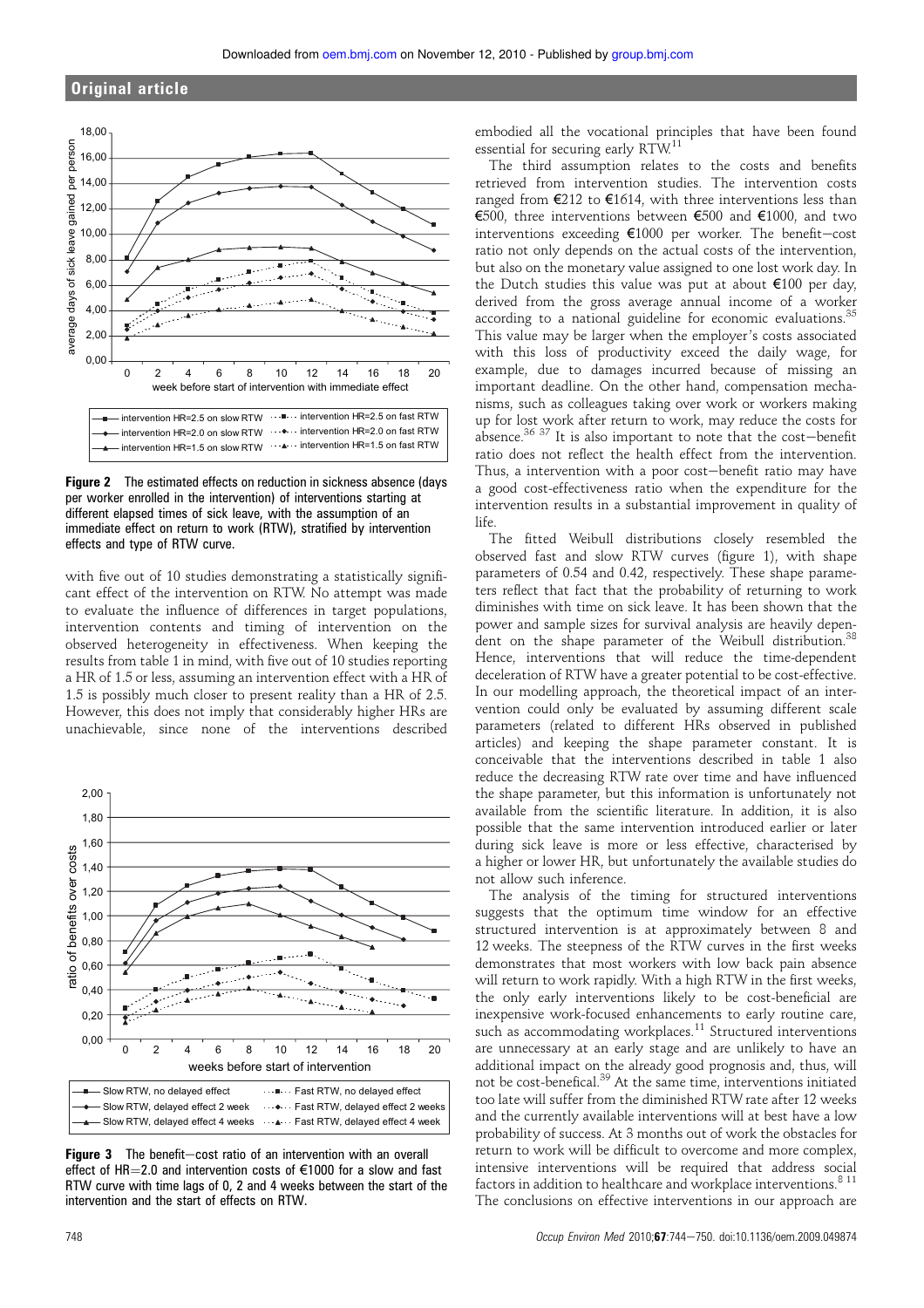Figure 2 The estimated effects on reduction in sickness absence (days per worker enrolled in the intervention) of interventions starting at different elapsed times of sick leave, with the assumption of an immediate effect on return to work (RTW), stratified by intervention effects and type of RTW curve.

with five out of 10 studies demonstrating a statistically significant effect of the intervention on RTW. No attempt was made to evaluate the influence of differences in target populations, intervention contents and timing of intervention on the observed heterogeneity in effectiveness. When keeping the results from table 1 in mind, with five out of 10 studies reporting a HR of 1.5 or less, assuming an intervention effect with a HR of 1.5 is possibly much closer to present reality than a HR of 2.5. However, this does not imply that considerably higher HRs are unachievable, since none of the interventions described

Figure 3 The benefit–cost ratio of an intervention with an overall effect of HR=2.0 and intervention costs of €1000 for a slow and fast RTW curve with time lags of 0, 2 and 4 weeks between the start of the intervention and the start of effects on RTW.

embodied all the vocational principles that have been found essential for securing early RTW.[11]

The third assumption relates to the costs and benefits retrieved from intervention studies. The intervention costs ranged from €212 to €1614, with three interventions less than €500, three interventions between €500 and €1000, and two interventions exceeding €1000 per worker. The benefit–cost ratio not only depends on the actual costs of the intervention, but also on the monetary value assigned to one lost work day. In the Dutch studies this value was put at about €100 per day, derived from the gross average annual income of a worker according to a national guideline for economic evaluations.[35] This value may be larger when the employer's costs associated with this loss of productivity exceed the daily wage, for example, due to damages incurred because of missing an important deadline. On the other hand, compensation mechanisms, such as colleagues taking over work or workers making up for lost work after return to work, may reduce the costs for absence.[36 37] It is also important to note that the cost–benefit ratio does not reflect the health effect from the intervention. Thus, a intervention with a poor cost–benefit ratio may have a good cost-effectiveness ratio when the expenditure for the intervention results in a substantial improvement in quality of life.

The fitted Weibull distributions closely resembled the observed fast and slow RTW curves (figure 1), with shape parameters of 0.54 and 0.42, respectively. These shape parameters reflect that fact that the probability of returning to work diminishes with time on sick leave. It has been shown that the power and sample sizes for survival analysis are heavily dependent on the shape parameter of the Weibull distribution.[38] Hence, interventions that will reduce the time-dependent deceleration of RTW have a greater potential to be cost-effective. In our modelling approach, the theoretical impact of an intervention could only be evaluated by assuming different scale parameters (related to different HRs observed in published articles) and keeping the shape parameter constant. It is conceivable that the interventions described in table 1 also reduce the decreasing RTW rate over time and have influenced the shape parameter, but this information is unfortunately not available from the scientific literature. In addition, it is also possible that the same intervention introduced earlier or later during sick leave is more or less effective, characterised by a higher or lower HR, but unfortunately the available studies do not allow such inference.

The analysis of the timing for structured interventions suggests that the optimum time window for an effective structured intervention is at approximately between 8 and 12 weeks. The steepness of the RTW curves in the first weeks demonstrates that most workers with low back pain absence will return to work rapidly. With a high RTW in the first weeks, the only early interventions likely to be cost-beneficial are inexpensive work-focused enhancements to early routine care, such as accommodating workplaces.[11] Structured interventions are unnecessary at an early stage and are unlikely to have an additional impact on the already good prognosis and, thus, will not be cost-benefical.[39] At the same time, interventions initiated too late will suffer from the diminished RTW rate after 12 weeks and the currently available interventions will at best have a low probability of success. At 3 months out of work the obstacles for return to work will be difficult to overcome and more complex, intensive interventions will be required that address social factors in addition to healthcare and workplace interventions.[8 11] The conclusions on effective interventions in our approach are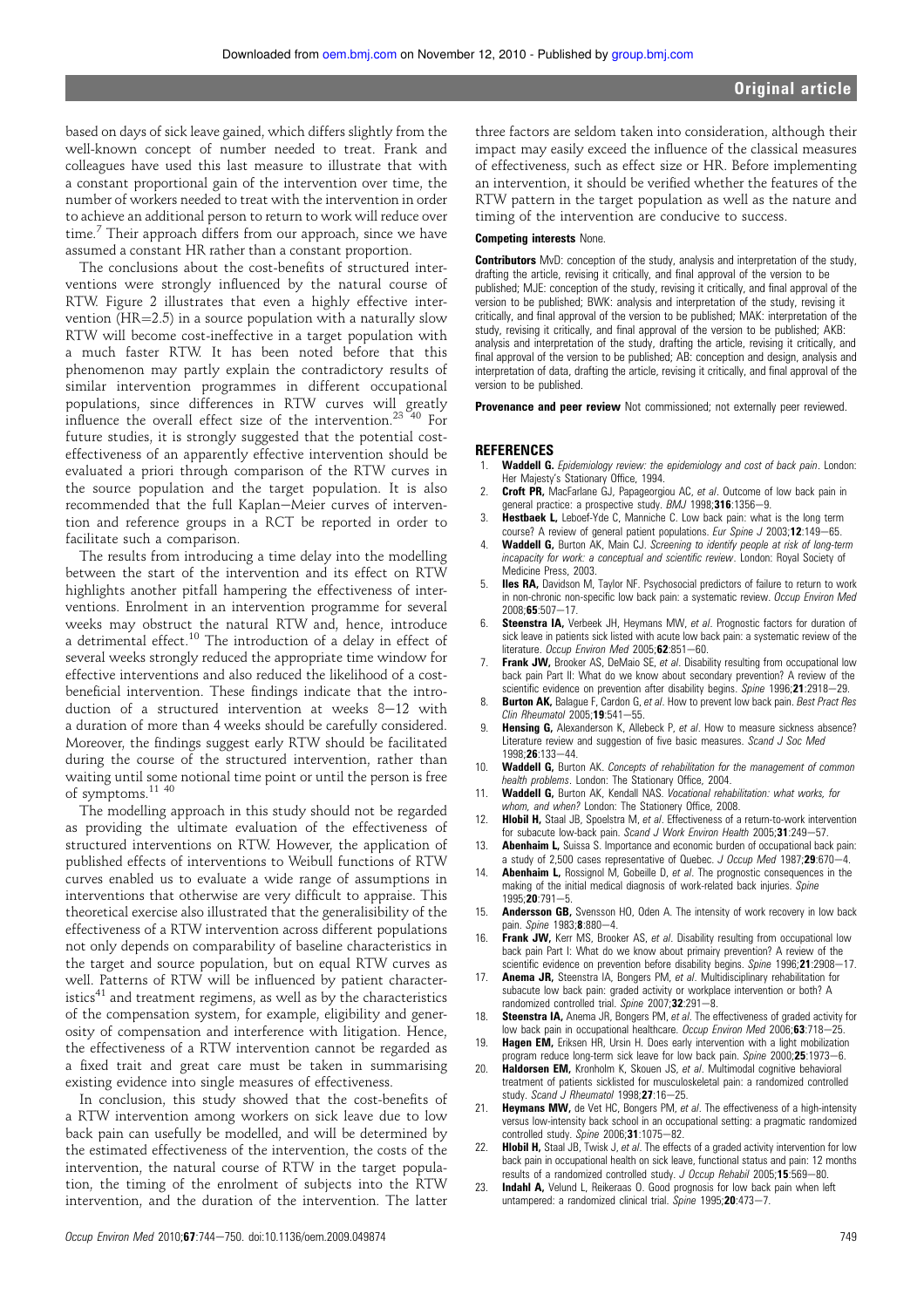based on days of sick leave gained, which differs slightly from the well-known concept of number needed to treat. Frank and colleagues have used this last measure to illustrate that with a constant proportional gain of the intervention over time, the number of workers needed to treat with the intervention in order to achieve an additional person to return to work will reduce over time.[7] Their approach differs from our approach, since we have assumed a constant HR rather than a constant proportion.

The conclusions about the cost-benefits of structured interventions were strongly influenced by the natural course of RTW. Figure 2 illustrates that even a highly effective intervention (HR=2.5) in a source population with a naturally slow RTW will become cost-ineffective in a target population with a much faster RTW. It has been noted before that this phenomenon may partly explain the contradictory results of similar intervention programmes in different occupational populations, since differences in RTW curves will greatly influence the overall effect size of the intervention.[23 40] For future studies, it is strongly suggested that the potential cost-effectiveness of an apparently effective intervention should be evaluated a priori through comparison of the RTW curves in the source population and the target population. It is also recommended that the full Kaplan–Meier curves of intervention and reference groups in a RCT be reported in order to facilitate such a comparison.

The results from introducing a time delay into the modelling between the start of the intervention and its effect on RTW highlights another pitfall hampering the effectiveness of interventions. Enrolment in an intervention programme for several weeks may obstruct the natural RTW and, hence, introduce a detrimental effect.[10] The introduction of a delay in effect of several weeks strongly reduced the appropriate time window for effective interventions and also reduced the likelihood of a cost-beneficial intervention. These findings indicate that the introduction of a structured intervention at weeks 8–12 with a duration of more than 4 weeks should be carefully considered. Moreover, the findings suggest early RTW should be facilitated during the course of the structured intervention, rather than waiting until some notional time point or until the person is free of symptoms.[11 40]

The modelling approach in this study should not be regarded as providing the ultimate evaluation of the effectiveness of structured interventions on RTW. However, the application of published effects of interventions to Weibull functions of RTW curves enabled us to evaluate a wide range of assumptions in interventions that otherwise are very difficult to appraise. This theoretical exercise also illustrated that the generalisibility of the effectiveness of a RTW intervention across different populations not only depends on comparability of baseline characteristics in the target and source population, but on equal RTW curves as well. Patterns of RTW will be influenced by patient characteristics[41] and treatment regimens, as well as by the characteristics of the compensation system, for example, eligibility and generosity of compensation and interference with litigation. Hence, the effectiveness of a RTW intervention cannot be regarded as a fixed trait and great care must be taken in summarising existing evidence into single measures of effectiveness.

In conclusion, this study showed that the cost-benefits of a RTW intervention among workers on sick leave due to low back pain can usefully be modelled, and will be determined by the estimated effectiveness of the intervention, the costs of the intervention, the natural course of RTW in the target population, the timing of the enrolment of subjects into the RTW intervention, and the duration of the intervention. The latter three factors are seldom taken into consideration, although their impact may easily exceed the influence of the classical measures of effectiveness, such as effect size or HR. Before implementing an intervention, it should be verified whether the features of the RTW pattern in the target population as well as the nature and timing of the intervention are conducive to success.

**Competing interests** None.

**Contributors** MvD: conception of the study, analysis and interpretation of the study, drafting the article, revising it critically, and final approval of the version to be published; MJE: conception of the study, revising it critically, and final approval of the version to be published; BWK: analysis and interpretation of the study, revising it critically, and final approval of the version to be published; MAK: interpretation of the study, revising it critically, and final approval of the version to be published; AKB: analysis and interpretation of the study, drafting the article, revising it critically, and final approval of the version to be published; AB: conception and design, analysis and interpretation of data, drafting the article, revising it critically, and final approval of the version to be published.

**Provenance and peer review** Not commissioned; not externally peer reviewed.

## REFERENCES

1. **Waddell G.** *Epidemiology review: the epidemiology and cost of back pain*. London: Her Majesty's Stationary Office, 1994.
2. **Croft PR,** MacFarlane GJ, Papageorgiou AC, *et al*. Outcome of low back pain in general practice: a prospective study. *BMJ* 1998;**316**:1356–9.
3. **Hestbaek L,** Leboef-Yde C, Manniche C. Low back pain: what is the long term course? A review of general patient populations. *Eur Spine J* 2003;**12**:149–65.
4. **Waddell G,** Burton AK, Main CJ. *Screening to identify people at risk of long-term incapacity for work: a conceptual and scientific review*. London: Royal Society of Medicine Press, 2003.
5. **Iles RA,** Davidson M, Taylor NF. Psychosocial predictors of failure to return to work in non-chronic non-specific low back pain: a systematic review. *Occup Environ Med* 2008;**65**:507–17.
6. **Steenstra IA,** Verbeek JH, Heymans MW, *et al*. Prognostic factors for duration of sick leave in patients sick listed with acute low back pain: a systematic review of the literature. *Occup Environ Med* 2005;**62**:851–60.
7. **Frank JW,** Brooker AS, DeMaio SE, *et al*. Disability resulting from occupational low back pain Part II: What do we know about secondary prevention? A review of the scientific evidence on prevention after disability begins. *Spine* 1996;**21**:2918–29.
8. **Burton AK,** Balague F, Cardon G, *et al*. How to prevent low back pain. *Best Pract Res Clin Rheumatol* 2005;**19**:541–55.
9. **Hensing G,** Alexanderson K, Allebeck P, *et al*. How to measure sickness absence? Literature review and suggestion of five basic measures. *Scand J Soc Med* 1998;**26**:133–44.
10. **Waddell G,** Burton AK. *Concepts of rehabilitation for the management of common health problems*. London: The Stationary Office, 2004.
11. **Waddell G,** Burton AK, Kendall NAS. *Vocational rehabilitation: what works, for whom, and when?* London: The Stationery Office, 2008.
12. **Hlobil H,** Staal JB, Spoelstra M, *et al*. Effectiveness of a return-to-work intervention for subacute low-back pain. *Scand J Work Environ Health* 2005;**31**:249–57.
13. **Abenhaim L,** Suissa S. Importance and economic burden of occupational back pain: a study of 2,500 cases representative of Quebec. *J Occup Med* 1987;**29**:670–4.
14. **Abenhaim L,** Rossignol M, Gobeille D, *et al*. The prognostic consequences in the making of the initial medical diagnosis of work-related back injuries. *Spine* 1995;**20**:791–5.
15. **Andersson GB,** Svensson HO, Oden A. The intensity of work recovery in low back pain. *Spine* 1983;**8**:880–4.
16. **Frank JW,** Kerr MS, Brooker AS, *et al*. Disability resulting from occupational low back pain Part I: What do we know about primairy prevention? A review of the scientific evidence on prevention before disability begins. *Spine* 1996;**21**:2908–17.
17. **Anema JR,** Steenstra IA, Bongers PM, *et al*. Multidisciplinary rehabilitation for subacute low back pain: graded activity or workplace intervention or both? A randomized controlled trial. *Spine* 2007;**32**:291–8.
18. **Steenstra IA,** Anema JR, Bongers PM, *et al*. The effectiveness of graded activity for low back pain in occupational healthcare. *Occup Environ Med* 2006;**63**:718–25.
19. **Hagen EM,** Eriksen HR, Ursin H. Does early intervention with a light mobilization program reduce long-term sick leave for low back pain. *Spine* 2000;**25**:1973–6.
20. **Haldorsen EM,** Kronholm K, Skouen JS, *et al*. Multimodal cognitive behavioral treatment of patients sicklisted for musculoskeletal pain: a randomized controlled study. *Scand J Rheumatol* 1998;**27**:16–25.
21. **Heymans MW,** de Vet HC, Bongers PM, *et al*. The effectiveness of a high-intensity versus low-intensity back school in an occupational setting: a pragmatic randomized controlled study. *Spine* 2006;**31**:1075–82.
22. **Hlobil H,** Staal JB, Twisk J, *et al*. The effects of a graded activity intervention for low back pain in occupational health on sick leave, functional status and pain: 12 months results of a randomized controlled study. *J Occup Rehabil* 2005;**15**:569–80.
23. **Indahl A,** Velund L, Reikeraas O. Good prognosis for low back pain when left untampered: a randomized clinical trial. *Spine* 1995;**20**:473–7.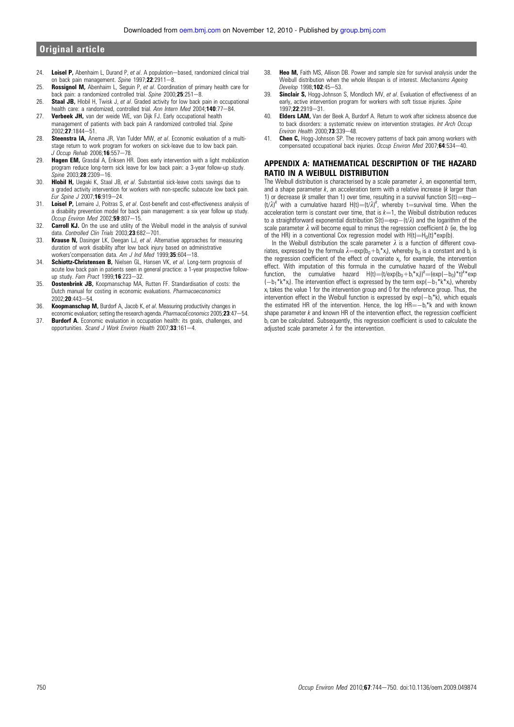24. **Loisel P,** Abenhaim L, Durand P, *et al*. A population—based, randomized clinical trial on back pain management. *Spine* 1997;**22**:2911—8.
25. **Rossignol M,** Abenhaim L, Seguin P, *et al*. Coordination of primary health care for back pain: a randomized controlled trial. *Spine* 2000;**25**:251—8.
26. **Staal JB,** Hlobil H, Twisk J, *et al*. Graded activity for low back pain in occupational health care: a randomized, controlled trial. *Ann Intern Med* 2004;**140**:77—84.
27. **Verbeek JH,** van der weide WE, van Dijk FJ. Early occupational health management of patients with back pain A randomized controlled trial. *Spine* 2002;**27**:1844—51.
28. **Steenstra IA,** Anema JR, Van Tulder MW, *et al*. Economic evaluation of a multi-stage return to work program for workers on sick-leave due to low back pain. *J Occup Rehab* 2006;**16**:557—78.
29. **Hagen EM,** Grasdal A, Eriksen HR. Does early intervention with a light mobilization program reduce long-term sick leave for low back pain: a 3-year follow-up study. *Spine* 2003;**28**:2309—16.
30. **Hlobil H,** Uegaki K, Staal JB, *et al*. Substantial sick-leave costs savings due to a graded activity intervention for workers with non-specific subacute low back pain. *Eur Spine J* 2007;**16**:919—24.
31. **Loisel P,** Lemaire J, Poitras S, *et al*. Cost-benefit and cost-effectiveness analysis of a disability prevention model for back pain management: a six year follow up study. *Occup Environ Med* 2002;**59**:807—15.
32. **Carroll KJ.** On the use and utility of the Weibull model in the analysis of survival data. *Controlled Clin Trials* 2003;**23**:682—701.
33. **Krause N,** Dasinger LK, Deegan LJ, *et al*. Alternative approaches for measuring duration of work disability after low back injury based on administrative workers'compensation data. *Am J Ind Med* 1999;**35**:604—18.
34. **Schiøttz-Christensen B,** Nielsen GL, Hansen VK, *et al*. Long-term prognosis of acute low back pain in patients seen in general practice: a 1-year prospective follow-up study. *Fam Pract* 1999;**16**:223—32.
35. **Oostenbrink JB,** Koopmanschap MA, Rutten FF. Standardisation of costs: the Dutch manual for costing in economic evaluations. *Pharmacoeconomics* 2002;**20**:443—54.
36. **Koopmanschap M,** Burdorf A, Jacob K, *et al*. Measuring productivity changes in economic evaluation; setting the research agenda. *PharmacoEconomics* 2005;**23**:47—54.
37. **Burdorf A.** Economic evaluation in occupation health: its goals, challenges, and opportunities. *Scand J Work Environ Health* 2007;**33**:161—4.
38. **Heo M,** Faith MS, Allison DB. Power and sample size for survival analysis under the Weibull distribution when the whole lifespan is of interest. *Mechanisms Ageing Develop* 1998;**102**:45—53.
39. **Sinclair S,** Hogg-Johnson S, Mondloch MV, *et al*. Evaluation of effectiveness of an early, active intervention program for workers with soft tissue injuries. *Spine* 1997;**22**:2919—31.
40. **Elders LAM,** Van der Beek A, Burdorf A. Return to work after sickness absence due to back disorders: a systematic review on intervention stratagies. *Int Arch Occup Environ Health* 2000;**73**:339—48.
41. **Chen C,** Hogg-Johnson SP. The recovery patterns of back pain among workers with compensated occupational back injuries. *Occup Environ Med* 2007;**64**:534—40.

## APPENDIX A: MATHEMATICAL DESCRIPTION OF THE HAZARD RATIO IN A WEIBULL DISTRIBUTION

The Weibull distribution is characterised by a scale parameter $\lambda$, an exponential term, and a shape parameter $k$, an acceleration term with a relative increase ($k$ larger than 1) or decrease ($k$ smaller than 1) over time, resulting in a survival function $S(t)=\exp-(t/\lambda)^k$ with a cumulative hazard $H(t)=(t/\lambda)^k$, whereby t=survival time. When the acceleration term is constant over time, that is $k=1$, the Weibull distribution reduces to a straightforward exponential distribution $S(t)=\exp-(t/\lambda)$ and the logarithm of the scale parameter $\lambda$ will become equal to minus the regression coefficient $b$ (ie, the log of the HR) in a conventional Cox regression model with $H(t)=H_0(t)*\exp(b)$.

In the Weibull distribution the scale parameter $\lambda$ is a function of different covariates, expressed by the formula $\lambda=\exp(b_0+b_i*x_i)$, whereby $b_0$ is a constant and $b_i$ is the regression coefficient of the effect of covariate $x_i$, for example, the intervention effect. With imputation of this formula in the cumulative hazard of the Weibull function, the cumulative hazard $H(t)=(t/\exp(b_0+b_i*x_i))^k=(\exp(-b_0)*t)^k*\exp(-b_1*k*x_i)$. The intervention effect is expressed by the term $\exp(-b_1*k*x_i)$, whereby $x_i$ takes the value 1 for the intervention group and 0 for the reference group. Thus, the intervention effect in the Weibull function is expressed by $\exp(-b_i*k)$, which equals the estimated HR of the intervention. Hence, the log $HR=-b_i*k$ and with known shape parameter $k$ and known HR of the intervention effect, the regression coefficient $b_i$ can be calculated. Subsequently, this regression coefficient is used to calculate the adjusted scale parameter $\lambda$ for the intervention.